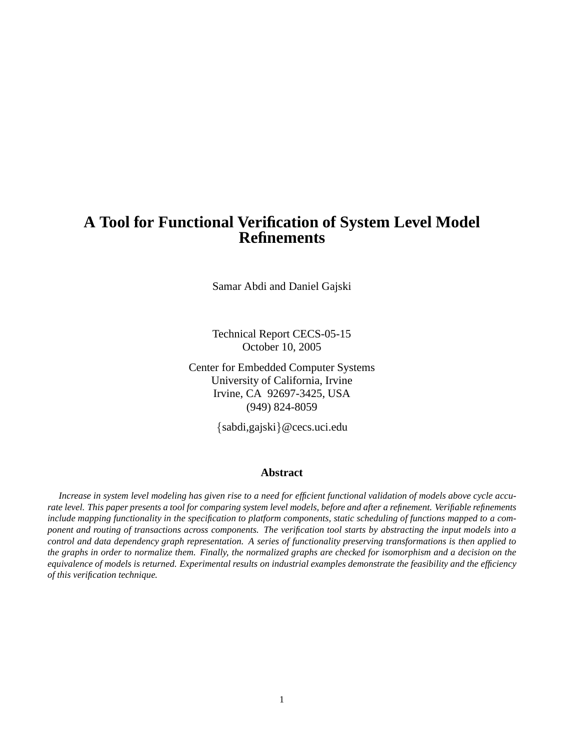# A Tool for Functional Verification of System Level Model Refinements

Samar Abdi and Daniel Gajski

Technical Report CECS-05-15
October 10, 2005

Center for Embedded Computer Systems
University of California, Irvine
Irvine, CA 92697-3425, USA
(949) 824-8059

{sabdi,gajski}@cecs.uci.edu

## Abstract

*Increase in system level modeling has given rise to a need for efficient functional validation of models above cycle accurate level. This paper presents a tool for comparing system level models, before and after a refinement. Verifiable refinements include mapping functionality in the specification to platform components, static scheduling of functions mapped to a component and routing of transactions across components. The verification tool starts by abstracting the input models into a control and data dependency graph representation. A series of functionality preserving transformations is then applied to the graphs in order to normalize them. Finally, the normalized graphs are checked for isomorphism and a decision on the equivalence of models is returned. Experimental results on industrial examples demonstrate the feasibility and the efficiency of this verification technique.*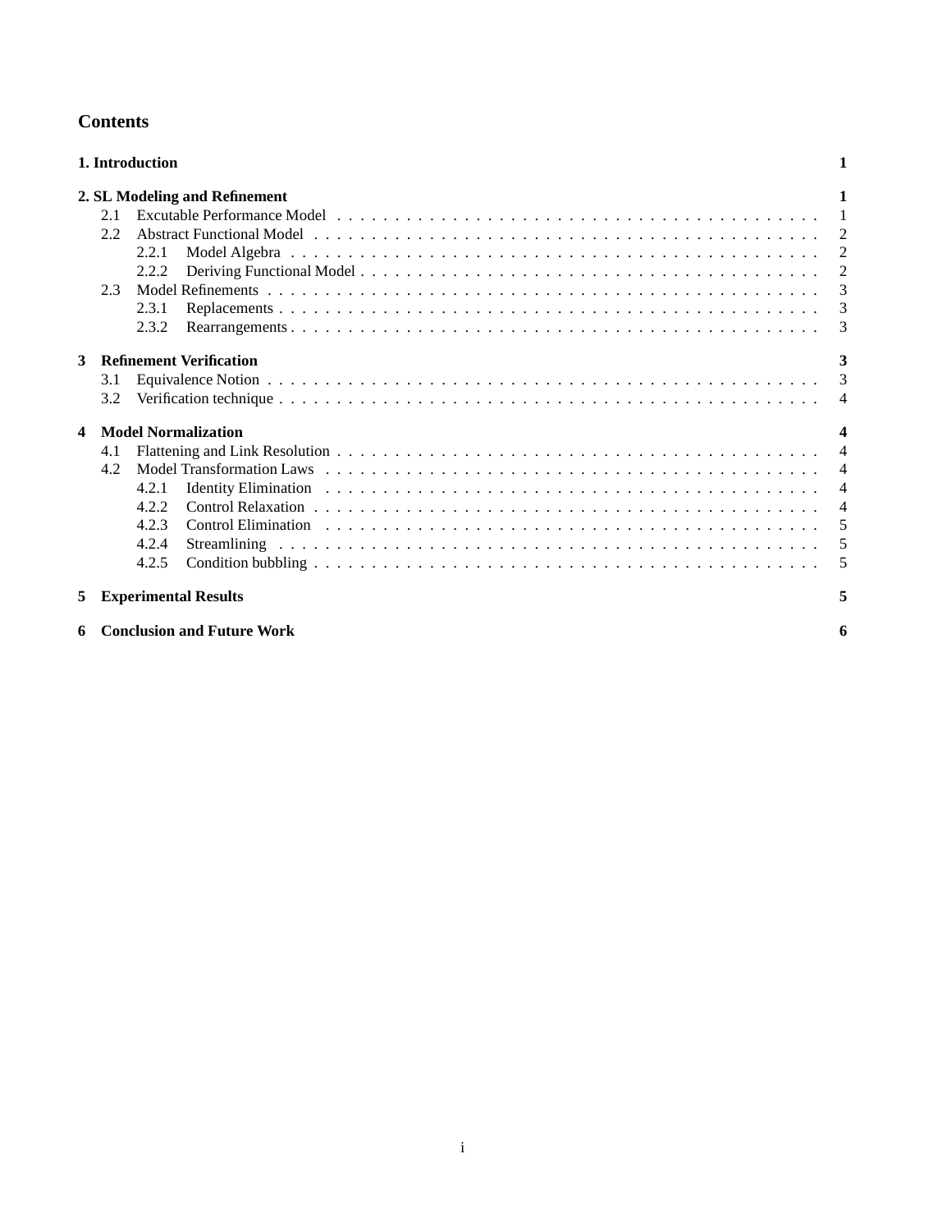## Contents

**1. Introduction** **1**

**2. SL Modeling and Refinement** **1**

- 2.1 Excutable Performance Model . . . . . 1
- 2.2 Abstract Functional Model . . . . . 2
  - 2.2.1 Model Algebra . . . . . 2
  - 2.2.2 Deriving Functional Model . . . . . 2
- 2.3 Model Refinements . . . . . 3
  - 2.3.1 Replacements . . . . . 3
  - 2.3.2 Rearrangements . . . . . 3

**3 Refinement Verification** **3**

- 3.1 Equivalence Notion . . . . . 3
- 3.2 Verification technique . . . . . 4

**4 Model Normalization** **4**

- 4.1 Flattening and Link Resolution . . . . . 4
- 4.2 Model Transformation Laws . . . . . 4
  - 4.2.1 Identity Elimination . . . . . 4
  - 4.2.2 Control Relaxation . . . . . 4
  - 4.2.3 Control Elimination . . . . . 5
  - 4.2.4 Streamlining . . . . . 5
  - 4.2.5 Condition bubbling . . . . . 5

**5 Experimental Results** **5**

**6 Conclusion and Future Work** **6**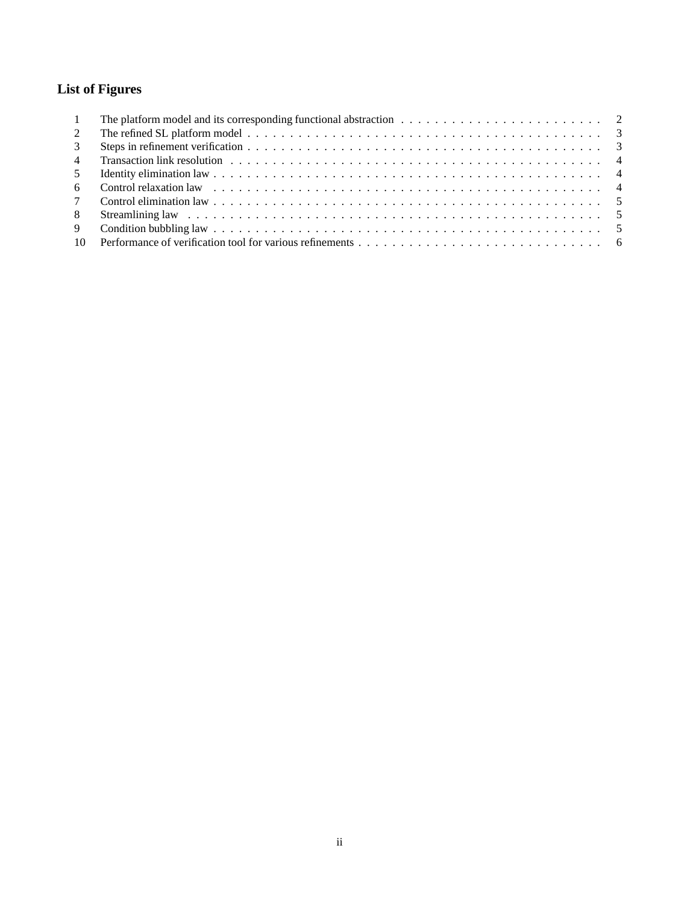## List of Figures

| | | |
|---|---|---|
| 1 | The platform model and its corresponding functional abstraction | 2 |
| 2 | The refined SL platform model | 3 |
| 3 | Steps in refinement verification | 3 |
| 4 | Transaction link resolution | 4 |
| 5 | Identity elimination law | 4 |
| 6 | Control relaxation law | 4 |
| 7 | Control elimination law | 5 |
| 8 | Streamlining law | 5 |
| 9 | Condition bubbling law | 5 |
| 10 | Performance of verification tool for various refinements | 6 |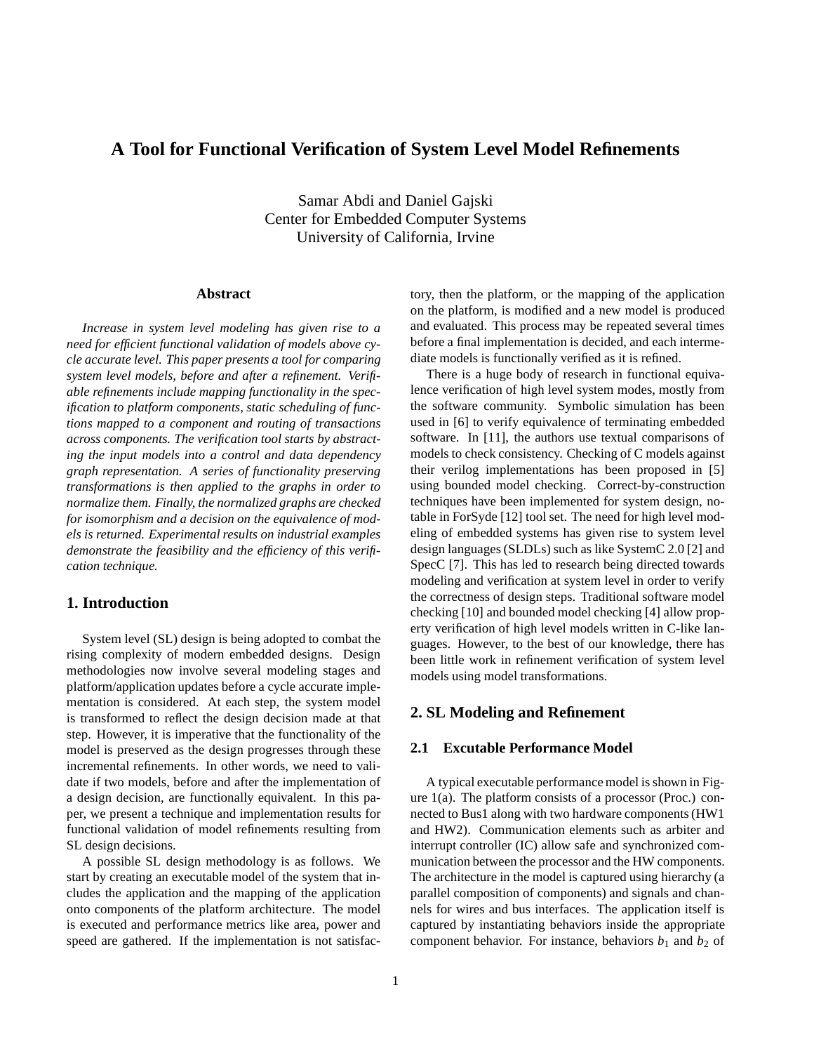# A Tool for Functional Verification of System Level Model Refinements

Samar Abdi and Daniel Gajski
Center for Embedded Computer Systems
University of California, Irvine

### Abstract

*Increase in system level modeling has given rise to a need for efficient functional validation of models above cycle accurate level. This paper presents a tool for comparing system level models, before and after a refinement. Verifiable refinements include mapping functionality in the specification to platform components, static scheduling of functions mapped to a component and routing of transactions across components. The verification tool starts by abstracting the input models into a control and data dependency graph representation. A series of functionality preserving transformations is then applied to the graphs in order to normalize them. Finally, the normalized graphs are checked for isomorphism and a decision on the equivalence of models is returned. Experimental results on industrial examples demonstrate the feasibility and the efficiency of this verification technique.*

## 1. Introduction

System level (SL) design is being adopted to combat the rising complexity of modern embedded designs. Design methodologies now involve several modeling stages and platform/application updates before a cycle accurate implementation is considered. At each step, the system model is transformed to reflect the design decision made at that step. However, it is imperative that the functionality of the model is preserved as the design progresses through these incremental refinements. In other words, we need to validate if two models, before and after the implementation of a design decision, are functionally equivalent. In this paper, we present a technique and implementation results for functional validation of model refinements resulting from SL design decisions.

A possible SL design methodology is as follows. We start by creating an executable model of the system that includes the application and the mapping of the application onto components of the platform architecture. The model is executed and performance metrics like area, power and speed are gathered. If the implementation is not satisfactory, then the platform, or the mapping of the application on the platform, is modified and a new model is produced and evaluated. This process may be repeated several times before a final implementation is decided, and each intermediate models is functionally verified as it is refined.

There is a huge body of research in functional equivalence verification of high level system modes, mostly from the software community. Symbolic simulation has been used in [6] to verify equivalence of terminating embedded software. In [11], the authors use textual comparisons of models to check consistency. Checking of C models against their verilog implementations has been proposed in [5] using bounded model checking. Correct-by-construction techniques have been implemented for system design, notable in ForSyde [12] tool set. The need for high level modeling of embedded systems has given rise to system level design languages (SLDLs) such as like SystemC 2.0 [2] and SpecC [7]. This has led to research being directed towards modeling and verification at system level in order to verify the correctness of design steps. Traditional software model checking [10] and bounded model checking [4] allow property verification of high level models written in C-like languages. However, to the best of our knowledge, there has been little work in refinement verification of system level models using model transformations.

## 2. SL Modeling and Refinement

### 2.1 Excutable Performance Model

A typical executable performance model is shown in Figure 1(a). The platform consists of a processor (Proc.) connected to Bus1 along with two hardware components (HW1 and HW2). Communication elements such as arbiter and interrupt controller (IC) allow safe and synchronized communication between the processor and the HW components. The architecture in the model is captured using hierarchy (a parallel composition of components) and signals and channels for wires and bus interfaces. The application itself is captured by instantiating behaviors inside the appropriate component behavior. For instance, behaviors $b_1$ and $b_2$ of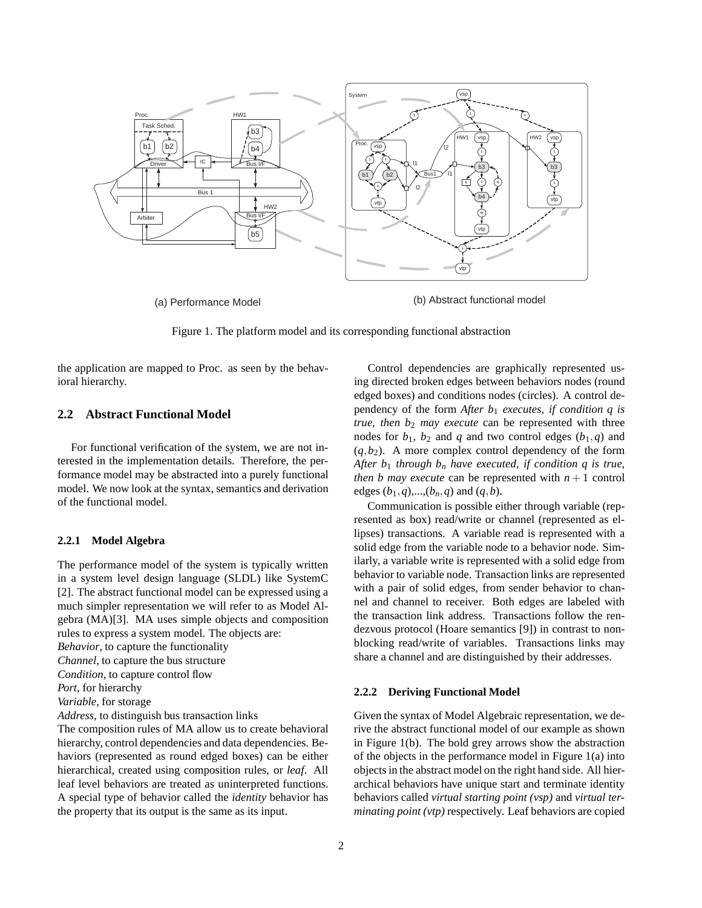(a) Performance Model

(b) Abstract functional model

Figure 1. The platform model and its corresponding functional abstraction

the application are mapped to Proc. as seen by the behavioral hierarchy.

## 2.2 Abstract Functional Model

For functional verification of the system, we are not interested in the implementation details. Therefore, the performance model may be abstracted into a purely functional model. We now look at the syntax, semantics and derivation of the functional model.

### 2.2.1 Model Algebra

The performance model of the system is typically written in a system level design language (SLDL) like SystemC [2]. The abstract functional model can be expressed using a much simpler representation we will refer to as Model Algebra (MA)[3]. MA uses simple objects and composition rules to express a system model. The objects are:
*Behavior*, to capture the functionality
*Channel*, to capture the bus structure
*Condition*, to capture control flow
*Port*, for hierarchy
*Variable*, for storage
*Address*, to distinguish bus transaction links
The composition rules of MA allow us to create behavioral hierarchy, control dependencies and data dependencies. Behaviors (represented as round edged boxes) can be either hierarchical, created using composition rules, or *leaf*. All leaf level behaviors are treated as uninterpreted functions. A special type of behavior called the *identity* behavior has the property that its output is the same as its input.

Control dependencies are graphically represented using directed broken edges between behaviors nodes (round edged boxes) and conditions nodes (circles). A control dependency of the form *After* $b_1$ *executes, if condition* $q$ *is true, then* $b_2$ *may execute* can be represented with three nodes for $b_1$, $b_2$ and $q$ and two control edges $(b_1, q)$ and $(q, b_2)$. A more complex control dependency of the form *After* $b_1$ *through* $b_n$ *have executed, if condition* $q$ *is true, then* $b$ *may execute* can be represented with $n+1$ control edges $(b_1, q)$,...,$(b_n, q)$ and $(q, b)$.

Communication is possible either through variable (represented as box) read/write or channel (represented as ellipses) transactions. A variable read is represented with a solid edge from the variable node to a behavior node. Similarly, a variable write is represented with a solid edge from behavior to variable node. Transaction links are represented with a pair of solid edges, from sender behavior to channel and channel to receiver. Both edges are labeled with the transaction link address. Transactions follow the rendezvous protocol (Hoare semantics [9]) in contrast to non-blocking read/write of variables. Transactions links may share a channel and are distinguished by their addresses.

### 2.2.2 Deriving Functional Model

Given the syntax of Model Algebraic representation, we derive the abstract functional model of our example as shown in Figure 1(b). The bold grey arrows show the abstraction of the objects in the performance model in Figure 1(a) into objects in the abstract model on the right hand side. All hierarchical behaviors have unique start and terminate identity behaviors called *virtual starting point (vsp)* and *virtual terminating point (vtp)* respectively. Leaf behaviors are copied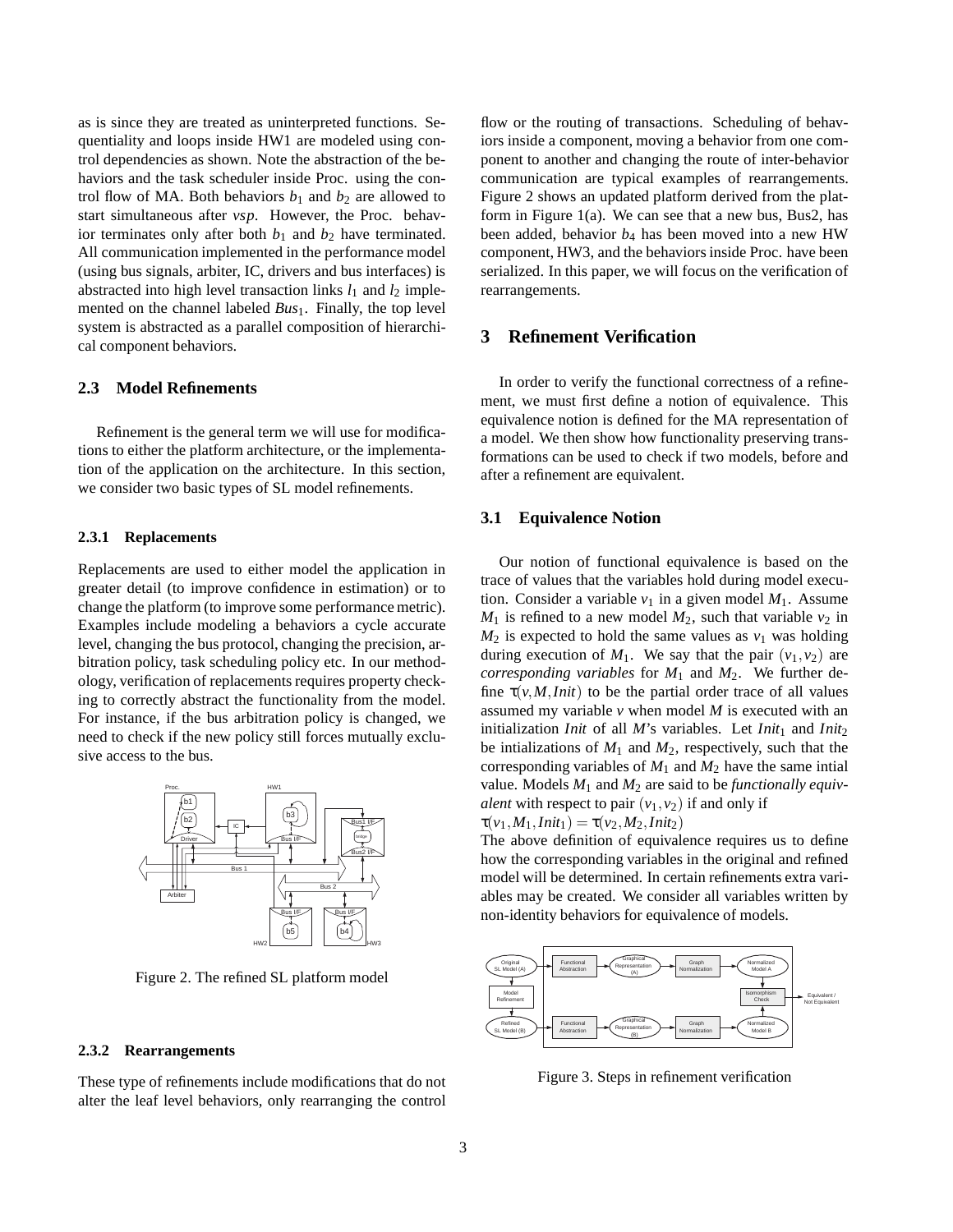as is since they are treated as uninterpreted functions. Sequentiality and loops inside HW1 are modeled using control dependencies as shown. Note the abstraction of the behaviors and the task scheduler inside Proc. using the control flow of MA. Both behaviors $b_1$ and $b_2$ are allowed to start simultaneous after *vsp*. However, the Proc. behavior terminates only after both $b_1$ and $b_2$ have terminated. All communication implemented in the performance model (using bus signals, arbiter, IC, drivers and bus interfaces) is abstracted into high level transaction links $l_1$ and $l_2$ implemented on the channel labeled $Bus_1$. Finally, the top level system is abstracted as a parallel composition of hierarchical component behaviors.

### 2.3 Model Refinements

Refinement is the general term we will use for modifications to either the platform architecture, or the implementation of the application on the architecture. In this section, we consider two basic types of SL model refinements.

#### 2.3.1 Replacements

Replacements are used to either model the application in greater detail (to improve confidence in estimation) or to change the platform (to improve some performance metric). Examples include modeling a behaviors a cycle accurate level, changing the bus protocol, changing the precision, arbitration policy, task scheduling policy etc. In our methodology, verification of replacements requires property checking to correctly abstract the functionality from the model. For instance, if the bus arbitration policy is changed, we need to check if the new policy still forces mutually exclusive access to the bus.

Figure 2. The refined SL platform model

#### 2.3.2 Rearrangements

These type of refinements include modifications that do not alter the leaf level behaviors, only rearranging the control flow or the routing of transactions. Scheduling of behaviors inside a component, moving a behavior from one component to another and changing the route of inter-behavior communication are typical examples of rearrangements. Figure 2 shows an updated platform derived from the platform in Figure 1(a). We can see that a new bus, Bus2, has been added, behavior $b_4$ has been moved into a new HW component, HW3, and the behaviors inside Proc. have been serialized. In this paper, we will focus on the verification of rearrangements.

## 3 Refinement Verification

In order to verify the functional correctness of a refinement, we must first define a notion of equivalence. This equivalence notion is defined for the MA representation of a model. We then show how functionality preserving transformations can be used to check if two models, before and after a refinement are equivalent.

### 3.1 Equivalence Notion

Our notion of functional equivalence is based on the trace of values that the variables hold during model execution. Consider a variable $v_1$ in a given model $M_1$. Assume $M_1$ is refined to a new model $M_2$, such that variable $v_2$ in $M_2$ is expected to hold the same values as $v_1$ was holding during execution of $M_1$. We say that the pair $(v_1, v_2)$ are *corresponding variables* for $M_1$ and $M_2$. We further define $\tau(v, M, Init)$ to be the partial order trace of all values assumed my variable $v$ when model $M$ is executed with an initialization $Init$ of all $M$'s variables. Let $Init_1$ and $Init_2$ be intializations of $M_1$ and $M_2$, respectively, such that the corresponding variables of $M_1$ and $M_2$ have the same intial value. Models $M_1$ and $M_2$ are said to be *functionally equivalent* with respect to pair $(v_1, v_2)$ if and only if

$\tau(v_1, M_1, Init_1) = \tau(v_2, M_2, Init_2)$

The above definition of equivalence requires us to define how the corresponding variables in the original and refined model will be determined. In certain refinements extra variables may be created. We consider all variables written by non-identity behaviors for equivalence of models.

Figure 3. Steps in refinement verification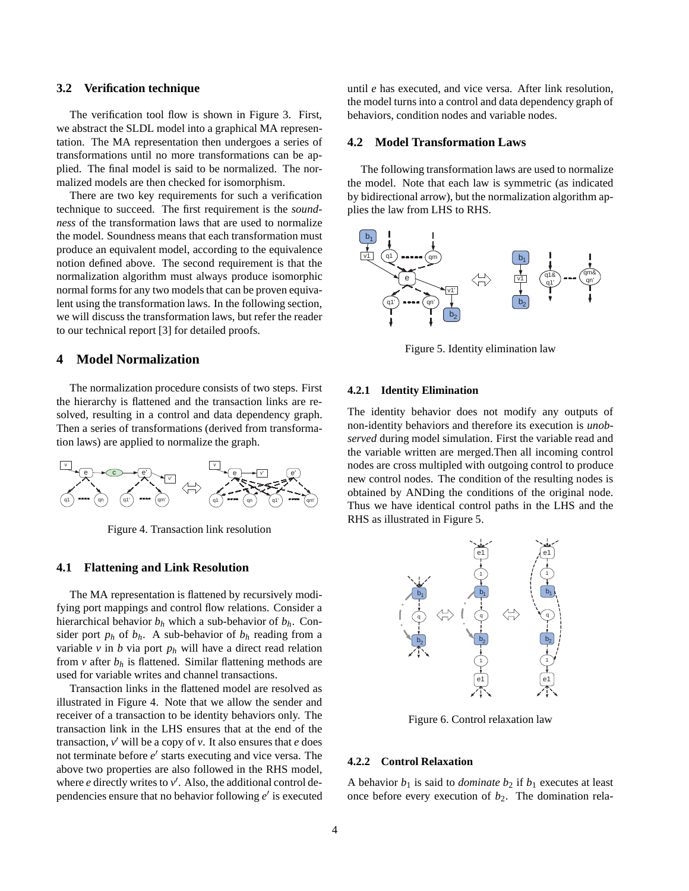### 3.2 Verification technique

The verification tool flow is shown in Figure 3. First, we abstract the SLDL model into a graphical MA representation. The MA representation then undergoes a series of transformations until no more transformations can be applied. The final model is said to be normalized. The normalized models are then checked for isomorphism.

There are two key requirements for such a verification technique to succeed. The first requirement is the *soundness* of the transformation laws that are used to normalize the model. Soundness means that each transformation must produce an equivalent model, according to the equivalence notion defined above. The second requirement is that the normalization algorithm must always produce isomorphic normal forms for any two models that can be proven equivalent using the transformation laws. In the following section, we will discuss the transformation laws, but refer the reader to our technical report [3] for detailed proofs.

## 4 Model Normalization

The normalization procedure consists of two steps. First the hierarchy is flattened and the transaction links are resolved, resulting in a control and data dependency graph. Then a series of transformations (derived from transformation laws) are applied to normalize the graph.

Figure 4. Transaction link resolution

### 4.1 Flattening and Link Resolution

The MA representation is flattened by recursively modifying port mappings and control flow relations. Consider a hierarchical behavior $b_h$ which a sub-behavior of $b_h$. Consider port $p_h$ of $b_h$. A sub-behavior of $b_h$ reading from a variable $v$ in $b$ via port $p_h$ will have a direct read relation from $v$ after $b_h$ is flattened. Similar flattening methods are used for variable writes and channel transactions.

Transaction links in the flattened model are resolved as illustrated in Figure 4. Note that we allow the sender and receiver of a transaction to be identity behaviors only. The transaction link in the LHS ensures that at the end of the transaction, $v'$ will be a copy of $v$. It also ensures that $e$ does not terminate before $e'$ starts executing and vice versa. The above two properties are also followed in the RHS model, where $e$ directly writes to $v'$. Also, the additional control dependencies ensure that no behavior following $e'$ is executed until $e$ has executed, and vice versa. After link resolution, the model turns into a control and data dependency graph of behaviors, condition nodes and variable nodes.

### 4.2 Model Transformation Laws

The following transformation laws are used to normalize the model. Note that each law is symmetric (as indicated by bidirectional arrow), but the normalization algorithm applies the law from LHS to RHS.

Figure 5. Identity elimination law

#### 4.2.1 Identity Elimination

The identity behavior does not modify any outputs of non-identity behaviors and therefore its execution is *unobserved* during model simulation. First the variable read and the variable written are merged.Then all incoming control nodes are cross multipled with outgoing control to produce new control nodes. The condition of the resulting nodes is obtained by ANDing the conditions of the original node. Thus we have identical control paths in the LHS and the RHS as illustrated in Figure 5.

Figure 6. Control relaxation law

#### 4.2.2 Control Relaxation

A behavior $b_1$ is said to *dominate* $b_2$ if $b_1$ executes at least once before every execution of $b_2$. The domination rela-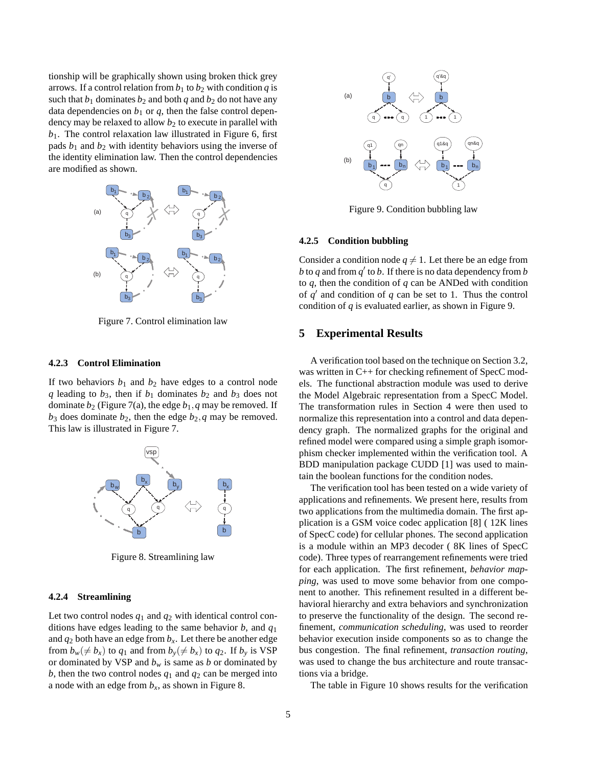tionship will be graphically shown using broken thick grey arrows. If a control relation from $b_1$ to $b_2$ with condition $q$ is such that $b_1$ dominates $b_2$ and both $q$ and $b_2$ do not have any data dependencies on $b_1$ or $q$, then the false control dependency may be relaxed to allow $b_2$ to execute in parallel with $b_1$. The control relaxation law illustrated in Figure 6, first pads $b_1$ and $b_2$ with identity behaviors using the inverse of the identity elimination law. Then the control dependencies are modified as shown.

Figure 7. Control elimination law

#### 4.2.3 Control Elimination

If two behaviors $b_1$ and $b_2$ have edges to a control node $q$ leading to $b_3$, then if $b_1$ dominates $b_2$ and $b_3$ does not dominate $b_2$ (Figure 7(a), the edge $b_1, q$ may be removed. If $b_3$ does dominate $b_2$, then the edge $b_2, q$ may be removed. This law is illustrated in Figure 7.

Figure 8. Streamlining law

#### 4.2.4 Streamlining

Let two control nodes $q_1$ and $q_2$ with identical control conditions have edges leading to the same behavior $b$, and $q_1$ and $q_2$ both have an edge from $b_x$. Let there be another edge from $b_w(\neq b_x)$ to $q_1$ and from $b_y(\neq b_x)$ to $q_2$. If $b_y$ is VSP or dominated by VSP and $b_w$ is same as $b$ or dominated by $b$, then the two control nodes $q_1$ and $q_2$ can be merged into a node with an edge from $b_x$, as shown in Figure 8.

Figure 9. Condition bubbling law

#### 4.2.5 Condition bubbling

Consider a condition node $q \neq 1$. Let there be an edge from $b$ to $q$ and from $q'$ to $b$. If there is no data dependency from $b$ to $q$, then the condition of $q$ can be ANDed with condition of $q'$ and condition of $q$ can be set to 1. Thus the control condition of $q$ is evaluated earlier, as shown in Figure 9.

## 5 Experimental Results

A verification tool based on the technique on Section 3.2, was written in C++ for checking refinement of SpecC models. The functional abstraction module was used to derive the Model Algebraic representation from a SpecC Model. The transformation rules in Section 4 were then used to normalize this representation into a control and data dependency graph. The normalized graphs for the original and refined model were compared using a simple graph isomorphism checker implemented within the verification tool. A BDD manipulation package CUDD [1] was used to maintain the boolean functions for the condition nodes.

The verification tool has been tested on a wide variety of applications and refinements. We present here, results from two applications from the multimedia domain. The first application is a GSM voice codec application [8] ( 12K lines of SpecC code) for cellular phones. The second application is a module within an MP3 decoder ( 8K lines of SpecC code). Three types of rearrangement refinements were tried for each application. The first refinement, *behavior mapping*, was used to move some behavior from one component to another. This refinement resulted in a different behavioral hierarchy and extra behaviors and synchronization to preserve the functionality of the design. The second refinement, *communication scheduling*, was used to reorder behavior execution inside components so as to change the bus congestion. The final refinement, *transaction routing*, was used to change the bus architecture and route transactions via a bridge.

The table in Figure 10 shows results for the verification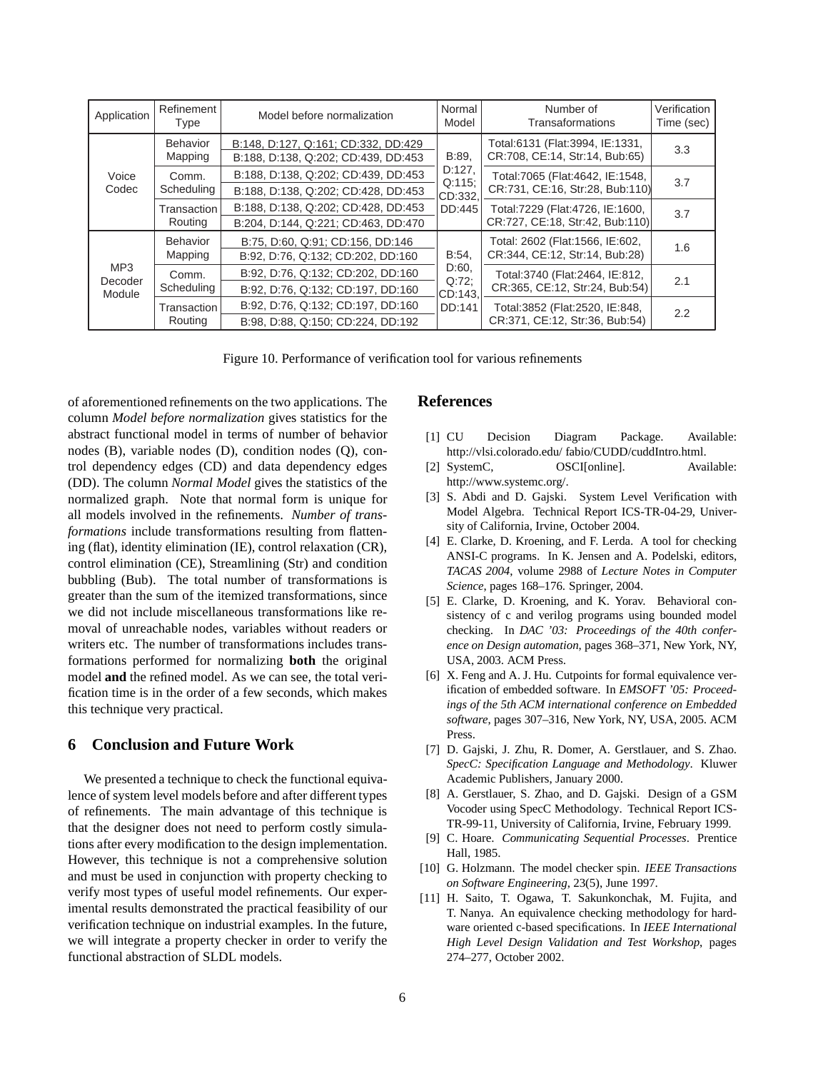| Application | Refinement Type | Model before normalization | Normal Model | Number of Transaformations | Verification Time (sec) |
|---|---|---|---|---|---|
| Voice Codec | Behavior Mapping | B:148, D:127, Q:161; CD:332, DD:429 | B:89, D:127, Q:115; CD:332, DD:445 | Total:6131 (Flat:3994, IE:1331, CR:708, CE:14, Str:14, Bub:65) | 3.3 |
| | | B:188, D:138, Q:202; CD:439, DD:453 | | | |
| | Comm. Scheduling | B:188, D:138, Q:202; CD:439, DD:453 | | Total:7065 (Flat:4642, IE:1548, CR:731, CE:16, Str:28, Bub:110) | 3.7 |
| | | B:188, D:138, Q:202; CD:428, DD:453 | | | |
| | Transaction Routing | B:188, D:138, Q:202; CD:428, DD:453 | | Total:7229 (Flat:4726, IE:1600, CR:727, CE:18, Str:42, Bub:110) | 3.7 |
| | | B:204, D:144, Q:221; CD:463, DD:470 | | | |
| MP3 Decoder Module | Behavior Mapping | B:75, D:60, Q:91; CD:156, DD:146 | B:54, D:60, Q:72; CD:143, DD:141 | Total: 2602 (Flat:1566, IE:602, CR:344, CE:12, Str:14, Bub:28) | 1.6 |
| | | B:92, D:76, Q:132; CD:202, DD:160 | | | |
| | Comm. Scheduling | B:92, D:76, Q:132; CD:202, DD:160 | | Total:3740 (Flat:2464, IE:812, CR:365, CE:12, Str:24, Bub:54) | 2.1 |
| | | B:92, D:76, Q:132; CD:197, DD:160 | | | |
| | Transaction Routing | B:92, D:76, Q:132; CD:197, DD:160 | | Total:3852 (Flat:2520, IE:848, CR:371, CE:12, Str:36, Bub:54) | 2.2 |
| | | B:98, D:88, Q:150; CD:224, DD:192 | | | |

Figure 10. Performance of verification tool for various refinements

of aforementioned refinements on the two applications. The column *Model before normalization* gives statistics for the abstract functional model in terms of number of behavior nodes (B), variable nodes (D), condition nodes (Q), control dependency edges (CD) and data dependency edges (DD). The column *Normal Model* gives the statistics of the normalized graph. Note that normal form is unique for all models involved in the refinements. *Number of transformations* include transformations resulting from flattening (flat), identity elimination (IE), control relaxation (CR), control elimination (CE), Streamlining (Str) and condition bubbling (Bub). The total number of transformations is greater than the sum of the itemized transformations, since we did not include miscellaneous transformations like removal of unreachable nodes, variables without readers or writers etc. The number of transformations includes transformations performed for normalizing **both** the original model **and** the refined model. As we can see, the total verification time is in the order of a few seconds, which makes this technique very practical.

## 6 Conclusion and Future Work

We presented a technique to check the functional equivalence of system level models before and after different types of refinements. The main advantage of this technique is that the designer does not need to perform costly simulations after every modification to the design implementation. However, this technique is not a comprehensive solution and must be used in conjunction with property checking to verify most types of useful model refinements. Our experimental results demonstrated the practical feasibility of our verification technique on industrial examples. In the future, we will integrate a property checker in order to verify the functional abstraction of SLDL models.

## References

[1] CU Decision Diagram Package. Available: http://vlsi.colorado.edu/ fabio/CUDD/cuddIntro.html.

[2] SystemC, OSCI[online]. Available: http://www.systemc.org/.

[3] S. Abdi and D. Gajski. System Level Verification with Model Algebra. Technical Report ICS-TR-04-29, University of California, Irvine, October 2004.

[4] E. Clarke, D. Kroening, and F. Lerda. A tool for checking ANSI-C programs. In K. Jensen and A. Podelski, editors, *TACAS 2004*, volume 2988 of *Lecture Notes in Computer Science*, pages 168–176. Springer, 2004.

[5] E. Clarke, D. Kroening, and K. Yorav. Behavioral consistency of c and verilog programs using bounded model checking. In *DAC '03: Proceedings of the 40th conference on Design automation*, pages 368–371, New York, NY, USA, 2003. ACM Press.

[6] X. Feng and A. J. Hu. Cutpoints for formal equivalence verification of embedded software. In *EMSOFT '05: Proceedings of the 5th ACM international conference on Embedded software*, pages 307–316, New York, NY, USA, 2005. ACM Press.

[7] D. Gajski, J. Zhu, R. Domer, A. Gerstlauer, and S. Zhao. *SpecC: Specification Language and Methodology*. Kluwer Academic Publishers, January 2000.

[8] A. Gerstlauer, S. Zhao, and D. Gajski. Design of a GSM Vocoder using SpecC Methodology. Technical Report ICS-TR-99-11, University of California, Irvine, February 1999.

[9] C. Hoare. *Communicating Sequential Processes*. Prentice Hall, 1985.

[10] G. Holzmann. The model checker spin. *IEEE Transactions on Software Engineering*, 23(5), June 1997.

[11] H. Saito, T. Ogawa, T. Sakunkonchak, M. Fujita, and T. Nanya. An equivalence checking methodology for hardware oriented c-based specifications. In *IEEE International High Level Design Validation and Test Workshop*, pages 274–277, October 2002.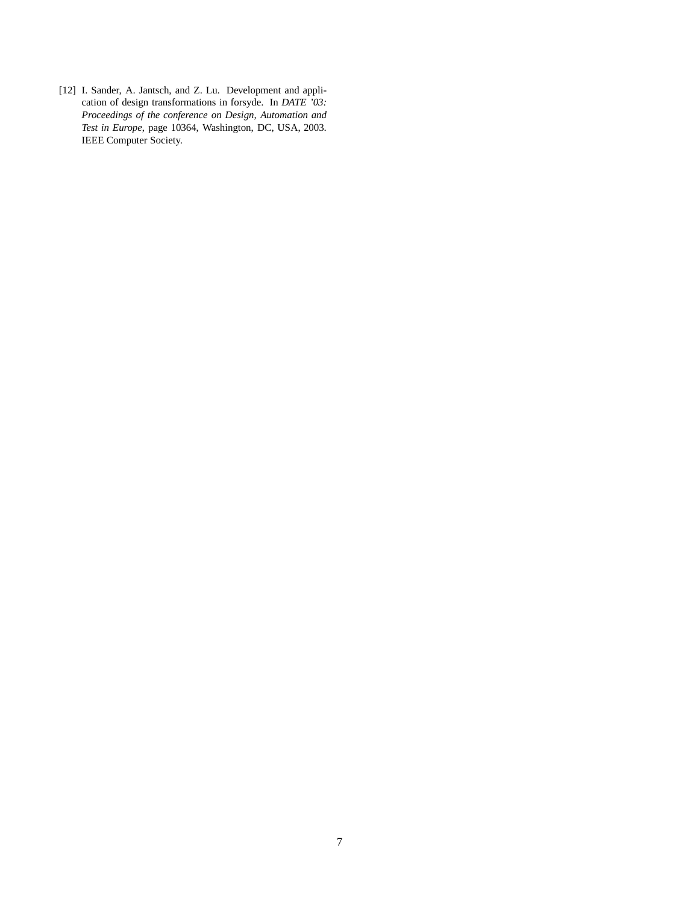[12] I. Sander, A. Jantsch, and Z. Lu. Development and application of design transformations in forsyde. In *DATE '03: Proceedings of the conference on Design, Automation and Test in Europe*, page 10364, Washington, DC, USA, 2003. IEEE Computer Society.